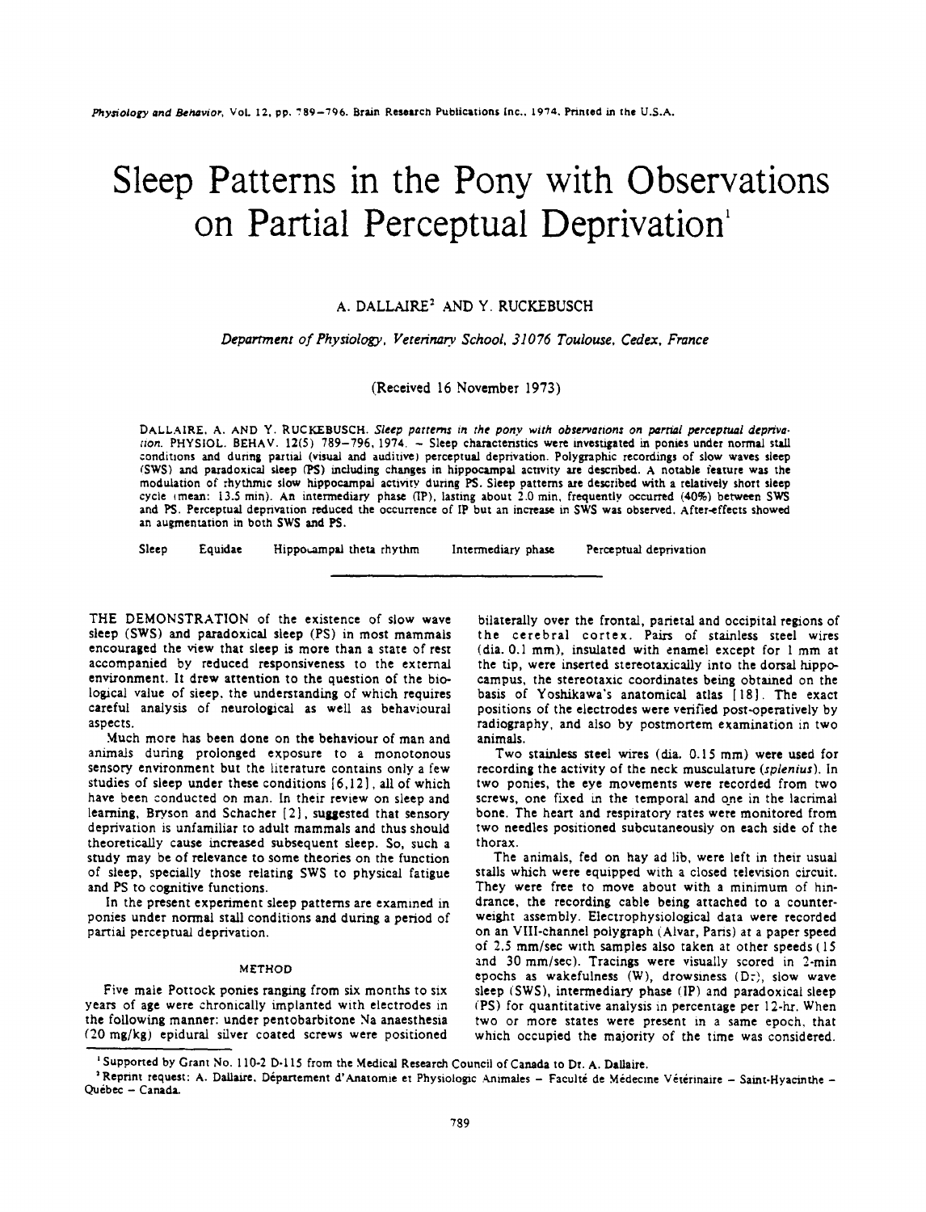# Sleep Patterns in the Pony with Observations on Partial Perceptual Deprivation[1]

A. DALLAIRE[2] AND Y. RUCKEBUSCH

*Department of Physiology, Veterinary School, 31076 Toulouse, Cedex, France*

(Received 16 November 1973)

DALLAIRE, A. AND Y. RUCKEBUSCH. *Sleep patterns in the pony with observations on partial perceptual deprivation.* PHYSIOL. BEHAV. 12(5) 789–796, 1974. – Sleep characteristics were investigated in ponies under normal stall conditions and during partial (visual and auditive) perceptual deprivation. Polygraphic recordings of slow waves sleep (SWS) and paradoxical sleep (PS) including changes in hippocampal activity are described. A notable feature was the modulation of rhythmic slow hippocampal activity during PS. Sleep patterns are described with a relatively short sleep cycle (mean: 13.5 min). An intermediary phase (IP), lasting about 2.0 min, frequently occurred (40%) between SWS and PS. Perceptual deprivation reduced the occurrence of IP but an increase in SWS was observed. After-effects showed an augmentation in both SWS and PS.

Sleep  Equidae  Hippocampal theta rhythm  Intermediary phase  Perceptual deprivation

THE DEMONSTRATION of the existence of slow wave sleep (SWS) and paradoxical sleep (PS) in most mammals encouraged the view that sleep is more than a state of rest accompanied by reduced responsiveness to the external environment. It drew attention to the question of the biological value of sleep, the understanding of which requires careful analysis of neurological as well as behavioural aspects.

Much more has been done on the behaviour of man and animals during prolonged exposure to a monotonous sensory environment but the literature contains only a few studies of sleep under these conditions [6,12], all of which have been conducted on man. In their review on sleep and learning, Bryson and Schacher [2], suggested that sensory deprivation is unfamiliar to adult mammals and thus should theoretically cause increased subsequent sleep. So, such a study may be of relevance to some theories on the function of sleep, specially those relating SWS to physical fatigue and PS to cognitive functions.

In the present experiment sleep patterns are examined in ponies under normal stall conditions and during a period of partial perceptual deprivation.

## METHOD

Five male Pottock ponies ranging from six months to six years of age were chronically implanted with electrodes in the following manner: under pentobarbitone Na anaesthesia (20 mg/kg) epidural silver coated screws were positioned bilaterally over the frontal, parietal and occipital regions of the cerebral cortex. Pairs of stainless steel wires (dia. 0.1 mm), insulated with enamel except for 1 mm at the tip, were inserted stereotaxically into the dorsal hippocampus, the stereotaxic coordinates being obtained on the basis of Yoshikawa's anatomical atlas [18]. The exact positions of the electrodes were verified post-operatively by radiography, and also by postmortem examination in two animals.

Two stainless steel wires (dia. 0.15 mm) were used for recording the activity of the neck musculature (*splenius*). In two ponies, the eye movements were recorded from two screws, one fixed in the temporal and one in the lacrimal bone. The heart and respiratory rates were monitored from two needles positioned subcutaneously on each side of the thorax.

The animals, fed on hay ad lib, were left in their usual stalls which were equipped with a closed television circuit. They were free to move about with a minimum of hindrance, the recording cable being attached to a counterweight assembly. Electrophysiological data were recorded on an VIII-channel polygraph (Alvar, Paris) at a paper speed of 2.5 mm/sec with samples also taken at other speeds (15 and 30 mm/sec). Tracings were visually scored in 2-min epochs as wakefulness (W), drowsiness (Dr), slow wave sleep (SWS), intermediary phase (IP) and paradoxical sleep (PS) for quantitative analysis in percentage per 12-hr. When two or more states were present in a same epoch, that which occupied the majority of the time was considered.

[1] Supported by Grant No. 110-2 D-115 from the Medical Research Council of Canada to Dr. A. Dallaire.

[2] Reprint request: A. Dallaire, Département d'Anatomie et Physiologie Animales – Faculté de Médecine Vétérinaire – Saint-Hyacinthe – Québec – Canada.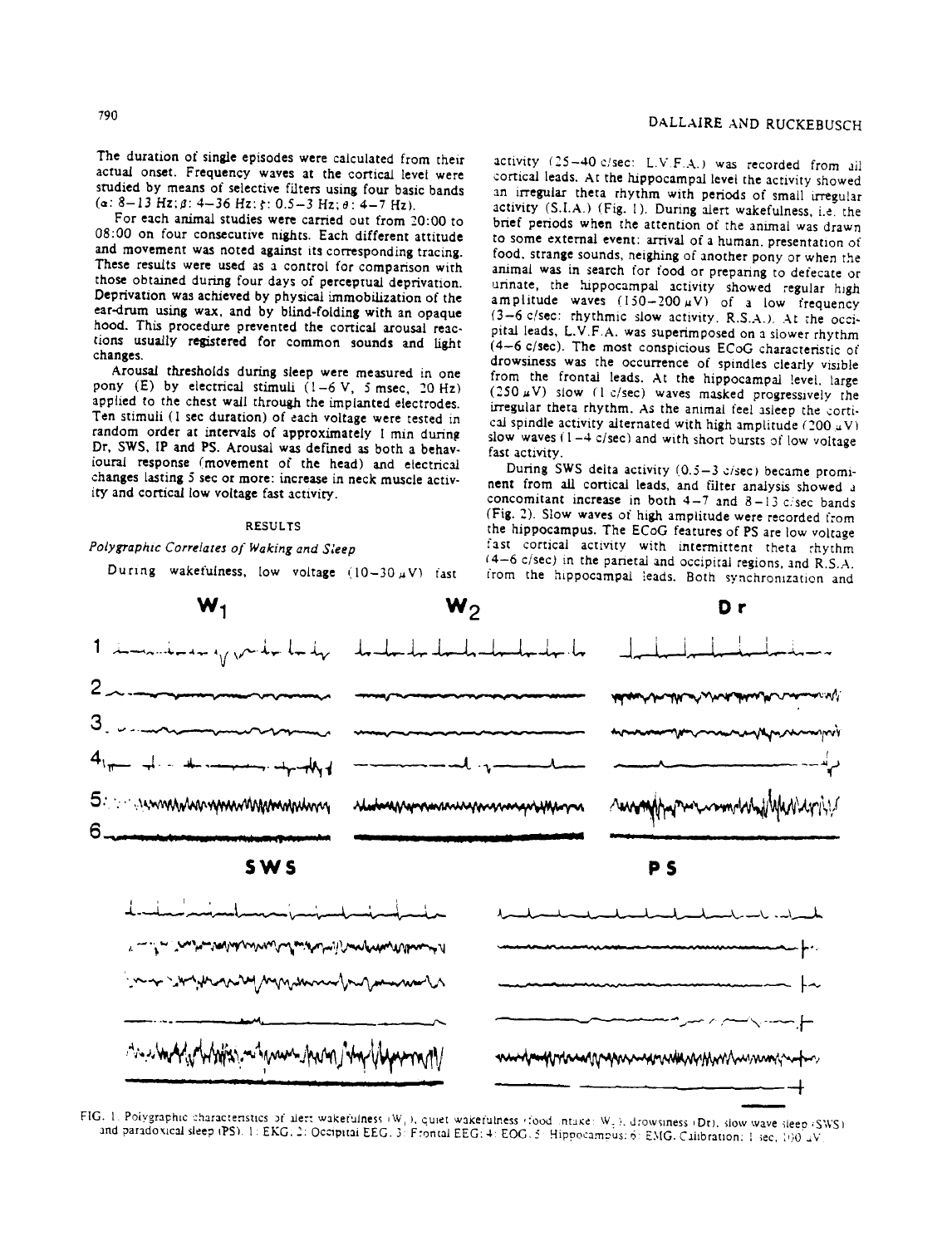The duration of single episodes were calculated from their actual onset. Frequency waves at the cortical level were studied by means of selective filters using four basic bands ($\alpha$: 8–13 Hz; $\beta$: 4–36 Hz; $\delta$: 0.5–3 Hz; $\theta$: 4–7 Hz).

For each animal studies were carried out from 20:00 to 08:00 on four consecutive nights. Each different attitude and movement was noted against its corresponding tracing. These results were used as a control for comparison with those obtained during four days of perceptual deprivation. Deprivation was achieved by physical immobilization of the ear-drum using wax, and by blind-folding with an opaque hood. This procedure prevented the cortical arousal reactions usually registered for common sounds and light changes.

Arousal thresholds during sleep were measured in one pony (E) by electrical stimuli (1–6 V, 5 msec, 20 Hz) applied to the chest wall through the implanted electrodes. Ten stimuli (1 sec duration) of each voltage were tested in random order at intervals of approximately 1 min during Dr, SWS, IP and PS. Arousal was defined as both a behavioural response (movement of the head) and electrical changes lasting 5 sec or more: increase in neck muscle activity and cortical low voltage fast activity.

## RESULTS

### *Polygraphic Correlates of Waking and Sleep*

During wakefulness, low voltage (10–30 $\mu$V) fast activity (25–40 c/sec: L.V.F.A.) was recorded from all cortical leads. At the hippocampal level the activity showed an irregular theta rhythm with periods of small irregular activity (S.I.A.) (Fig. 1). During alert wakefulness, i.e. the brief periods when the attention of the animal was drawn to some external event: arrival of a human, presentation of food, strange sounds, neighing of another pony or when the animal was in search for food or preparing to defecate or urinate, the hippocampal activity showed regular high amplitude waves (150–200 $\mu$V) of a low frequency (3–6 c/sec: rhythmic slow activity, R.S.A.). At the occipital leads, L.V.F.A. was superimposed on a slower rhythm (4–6 c/sec). The most conspicuous ECoG characteristic of drowsiness was the occurrence of spindles clearly visible from the frontal leads. At the hippocampal level, large (250 $\mu$V) slow (1 c/sec) waves masked progressively the irregular theta rhythm. As the animal feel asleep the cortical spindle activity alternated with high amplitude (200 $\mu$V) slow waves (1–4 c/sec) and with short bursts of low voltage fast activity.

During SWS delta activity (0.5–3 c/sec) became prominent from all cortical leads, and filter analysis showed a concomitant increase in both 4–7 and 8–13 c/sec bands (Fig. 2). Slow waves of high amplitude were recorded from the hippocampus. The ECoG features of PS are low voltage fast cortical activity with intermittent theta rhythm (4–6 c/sec) in the parietal and occipital regions, and R.S.A. from the hippocampal leads. Both synchronization and

FIG. 1. Polygraphic characteristics of alert wakefulness ($W_1$), quiet wakefulness (food intake: $W_2$), drowsiness (Dr), slow wave sleep (SWS) and paradoxical sleep (PS). 1: EKG; 2: Occipital EEG; 3: Frontal EEG; 4: EOG; 5: Hippocampus; 6: EMG. Calibration: 1 sec, 100 $\mu$V.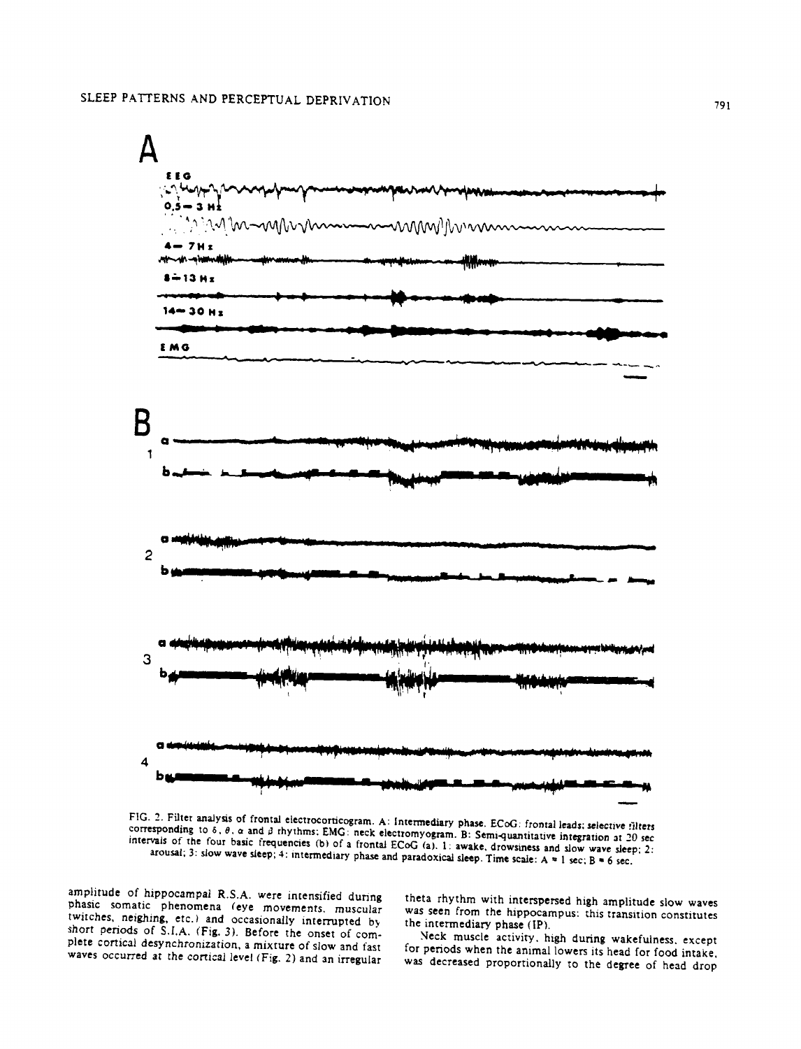FIG. 2. Filter analysis of frontal electrocorticogram. A: Intermediary phase. ECoG: frontal leads; selective filters corresponding to δ, θ, α and β rhythms; EMG: neck electromyogram. B: Semi-quantitative integration at 20 sec intervals of the four basic frequencies (b) of a frontal ECoG (a). 1: awake, drowsiness and slow wave sleep; 2: arousal; 3: slow wave sleep; 4: intermediary phase and paradoxical sleep. Time scale: A = 1 sec; B = 6 sec.

amplitude of hippocampal R.S.A. were intensified during phasic somatic phenomena (eye movements, muscular twitches, neighing, etc.) and occasionally interrupted by short periods of S.I.A. (Fig. 3). Before the onset of complete cortical desynchronization, a mixture of slow and fast waves occurred at the cortical level (Fig. 2) and an irregular theta rhythm with interspersed high amplitude slow waves was seen from the hippocampus: this transition constitutes the intermediary phase (IP).

Neck muscle activity, high during wakefulness, except for periods when the animal lowers its head for food intake, was decreased proportionally to the degree of head drop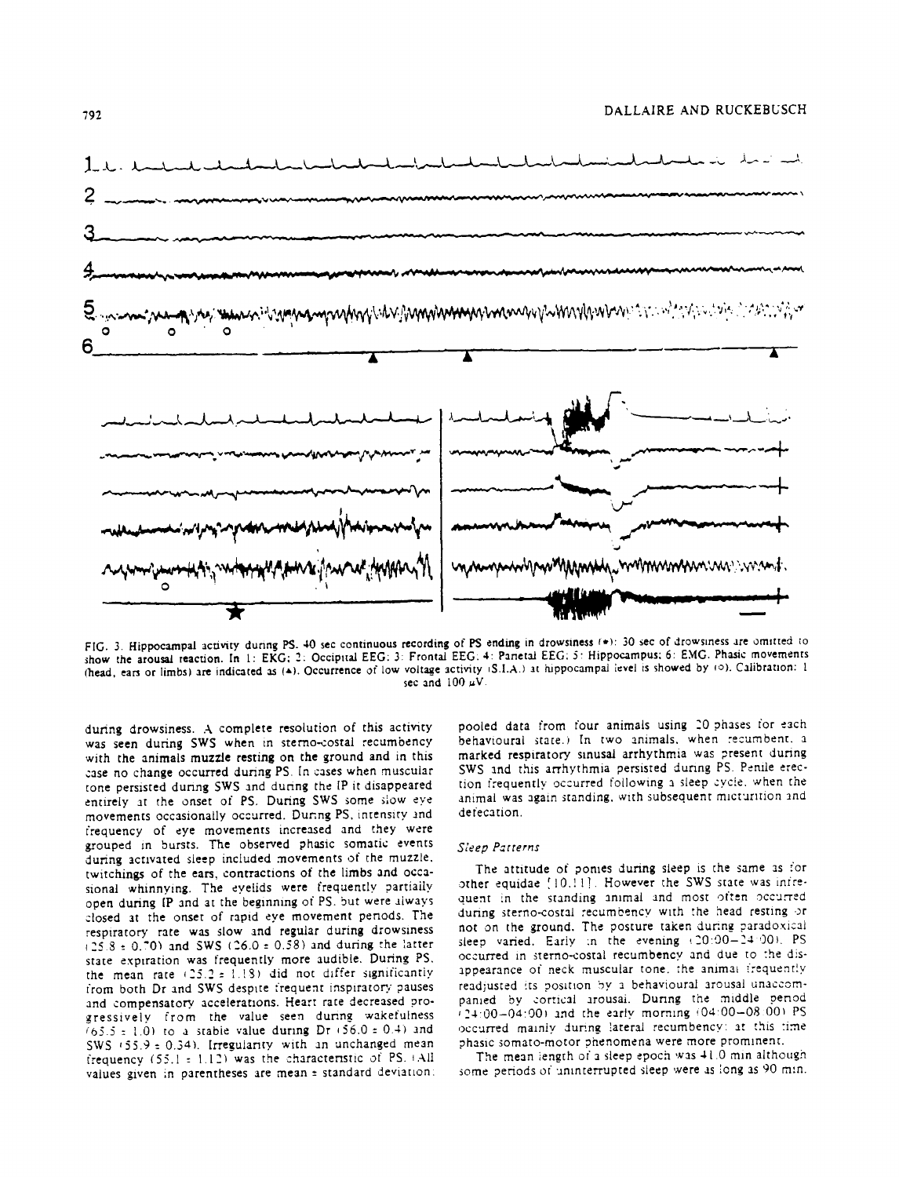FIG. 3. Hippocampal activity during PS. 40 sec continuous recording of PS ending in drowsiness (★): 30 sec of drowsiness are omitted to show the arousal reaction. In 1: EKG; 2: Occipital EEG; 3: Frontal EEG; 4: Parietal EEG; 5: Hippocampus; 6: EMG. Phasic movements (head, ears or limbs) are indicated as (▲). Occurrence of low voltage activity (S.I.A.) at hippocampal level is showed by (○). Calibration: 1 sec and 100 μV.

during drowsiness. A complete resolution of this activity was seen during SWS when in sterno-costal recumbency with the animals muzzle resting on the ground and in this case no change occurred during PS. In cases when muscular tone persisted during SWS and during the IP it disappeared entirely at the onset of PS. During SWS some slow eye movements occasionally occurred. During PS, intensity and frequency of eye movements increased and they were grouped in bursts. The observed phasic somatic events during activated sleep included movements of the muzzle, twitchings of the ears, contractions of the limbs and occasional whinnying. The eyelids were frequently partially open during IP and at the beginning of PS, but were always closed at the onset of rapid eye movement periods. The respiratory rate was slow and regular during drowsiness (25.8 ± 0.70) and SWS (26.0 ± 0.58) and during the latter state expiration was frequently more audible. During PS, the mean rate (25.2 ± 1.18) did not differ significantly from both Dr and SWS despite frequent inspiratory pauses and compensatory accelerations. Heart rate decreased progressively from the value seen during wakefulness (65.5 ± 1.0) to a stable value during Dr (56.0 ± 0.4) and SWS (55.9 ± 0.34). Irregularity with an unchanged mean frequency (55.1 ± 1.12) was the characteristic of PS. (All values given in parentheses are mean ± standard deviation: pooled data from four animals using 20 phases for each behavioural state.) In two animals, when recumbent, a marked respiratory sinusal arrhythmia was present during SWS and this arrhythmia persisted during PS. Penile erection frequently occurred following a sleep cycle, when the animal was again standing, with subsequent micturition and defecation.

### *Sleep Patterns*

The attitude of ponies during sleep is the same as for other equidae [10,11]. However the SWS state was infrequent in the standing animal and most often occurred during sterno-costal recumbency with the head resting or not on the ground. The posture taken during paradoxical sleep varied. Early in the evening (20:00–24:00), PS occurred in sterno-costal recumbency and due to the disappearance of neck muscular tone, the animal frequently readjusted its position by a behavioural arousal unaccompanied by cortical arousal. During the middle period (24:00–04:00) and the early morning (04:00–08:00) PS occurred mainly during lateral recumbency: at this time phasic somato-motor phenomena were more prominent.

The mean length of a sleep epoch was 41.0 min although some periods of uninterrupted sleep were as long as 90 min.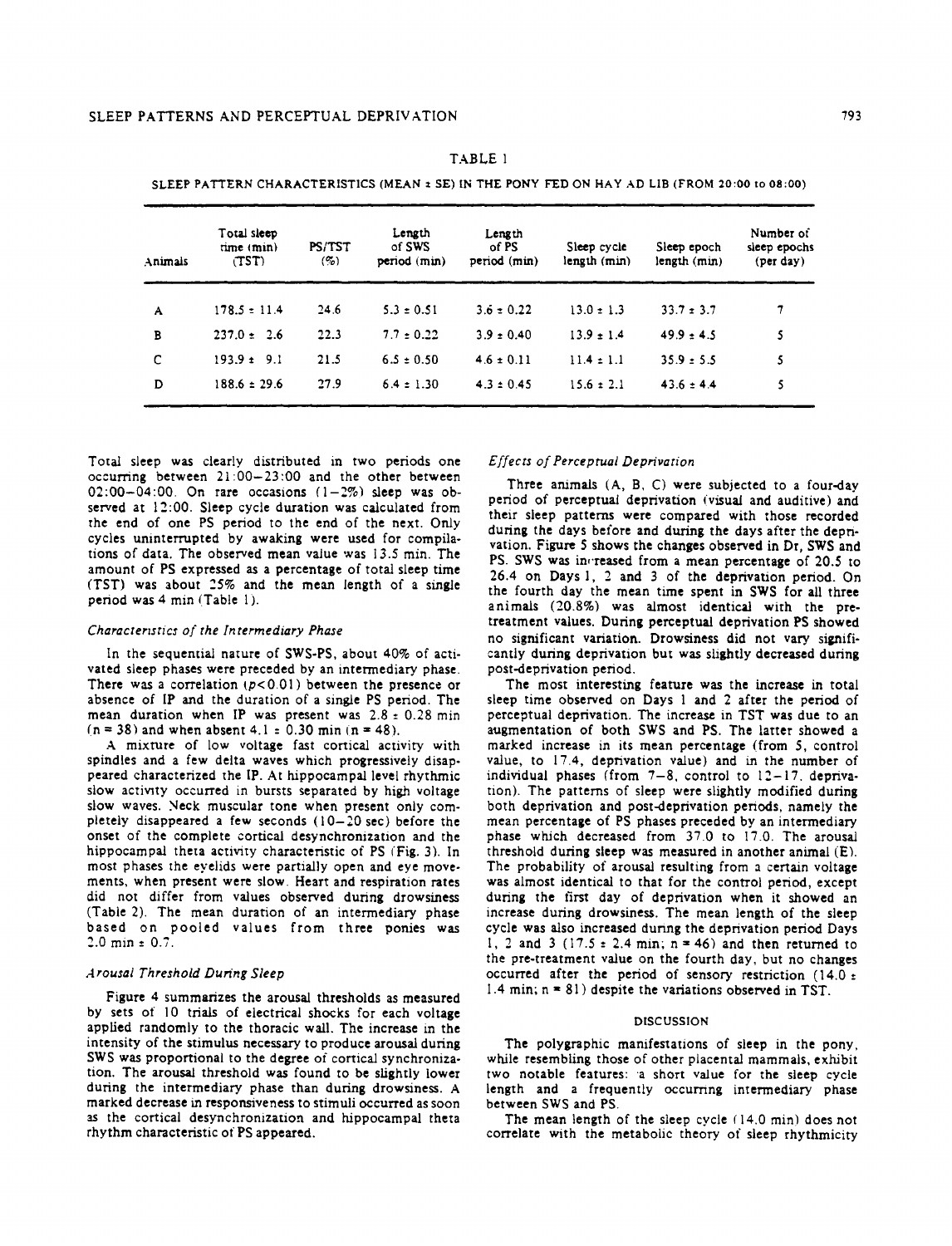TABLE 1

SLEEP PATTERN CHARACTERISTICS (MEAN ± SE) IN THE PONY FED ON HAY AD LIB (FROM 20:00 to 08:00)

| Animals | Total sleep time (min) (TST) | PS/TST (%) | Length of SWS period (min) | Length of PS period (min) | Sleep cycle length (min) | Sleep epoch length (min) | Number of sleep epochs (per day) |
|---|---|---|---|---|---|---|---|
| A | 178.5 ± 11.4 | 24.6 | 5.3 ± 0.51 | 3.6 ± 0.22 | 13.0 ± 1.3 | 33.7 ± 3.7 | 7 |
| B | 237.0 ± 2.6 | 22.3 | 7.7 ± 0.22 | 3.9 ± 0.40 | 13.9 ± 1.4 | 49.9 ± 4.5 | 5 |
| C | 193.9 ± 9.1 | 21.5 | 6.5 ± 0.50 | 4.6 ± 0.11 | 11.4 ± 1.1 | 35.9 ± 5.5 | 5 |
| D | 188.6 ± 29.6 | 27.9 | 6.4 ± 1.30 | 4.3 ± 0.45 | 15.6 ± 2.1 | 43.6 ± 4.4 | 5 |

Total sleep was clearly distributed in two periods one occurring between 21:00–23:00 and the other between 02:00–04:00. On rare occasions (1–2%) sleep was observed at 12:00. Sleep cycle duration was calculated from the end of one PS period to the end of the next. Only cycles uninterrupted by awaking were used for compilations of data. The observed mean value was 13.5 min. The amount of PS expressed as a percentage of total sleep time (TST) was about 25% and the mean length of a single period was 4 min (Table 1).

### *Characteristics of the Intermediary Phase*

In the sequential nature of SWS-PS, about 40% of activated sleep phases were preceded by an intermediary phase. There was a correlation ($p<0.01$) between the presence or absence of IP and the duration of a single PS period. The mean duration when IP was present was 2.8 ± 0.28 min ($n = 38$) and when absent 4.1 ± 0.30 min ($n = 48$).

A mixture of low voltage fast cortical activity with spindles and a few delta waves which progressively disappeared characterized the IP. At hippocampal level rhythmic slow activity occurred in bursts separated by high voltage slow waves. Neck muscular tone when present only completely disappeared a few seconds (10–20 sec) before the onset of the complete cortical desynchronization and the hippocampal theta activity characteristic of PS (Fig. 3). In most phases the eyelids were partially open and eye movements, when present were slow. Heart and respiration rates did not differ from values observed during drowsiness (Table 2). The mean duration of an intermediary phase based on pooled values from three ponies was 2.0 min ± 0.7.

### *Arousal Threshold During Sleep*

Figure 4 summarizes the arousal thresholds as measured by sets of 10 trials of electrical shocks for each voltage applied randomly to the thoracic wall. The increase in the intensity of the stimulus necessary to produce arousal during SWS was proportional to the degree of cortical synchronization. The arousal threshold was found to be slightly lower during the intermediary phase than during drowsiness. A marked decrease in responsiveness to stimuli occurred as soon as the cortical desynchronization and hippocampal theta rhythm characteristic of PS appeared.

### *Effects of Perceptual Deprivation*

Three animals (A, B, C) were subjected to a four-day period of perceptual deprivation (visual and auditive) and their sleep patterns were compared with those recorded during the days before and during the days after the deprivation. Figure 5 shows the changes observed in Dr, SWS and PS. SWS was increased from a mean percentage of 20.5 to 26.4 on Days 1, 2 and 3 of the deprivation period. On the fourth day the mean time spent in SWS for all three animals (20.8%) was almost identical with the pretreatment values. During perceptual deprivation PS showed no significant variation. Drowsiness did not vary significantly during deprivation but was slightly decreased during post-deprivation period.

The most interesting feature was the increase in total sleep time observed on Days 1 and 2 after the period of perceptual deprivation. The increase in TST was due to an augmentation of both SWS and PS. The latter showed a marked increase in its mean percentage (from 5, control value, to 17.4, deprivation value) and in the number of individual phases (from 7–8, control to 12–17, deprivation). The patterns of sleep were slightly modified during both deprivation and post-deprivation periods, namely the mean percentage of PS phases preceded by an intermediary phase which decreased from 37.0 to 17.0. The arousal threshold during sleep was measured in another animal (E). The probability of arousal resulting from a certain voltage was almost identical to that for the control period, except during the first day of deprivation when it showed an increase during drowsiness. The mean length of the sleep cycle was also increased during the deprivation period Days 1, 2 and 3 (17.5 ± 2.4 min; $n = 46$) and then returned to the pre-treatment value on the fourth day, but no changes occurred after the period of sensory restriction (14.0 ± 1.4 min; $n = 81$) despite the variations observed in TST.

## DISCUSSION

The polygraphic manifestations of sleep in the pony, while resembling those of other placental mammals, exhibit two notable features: a short value for the sleep cycle length and a frequently occurring intermediary phase between SWS and PS.

The mean length of the sleep cycle (14.0 min) does not correlate with the metabolic theory of sleep rhythmicity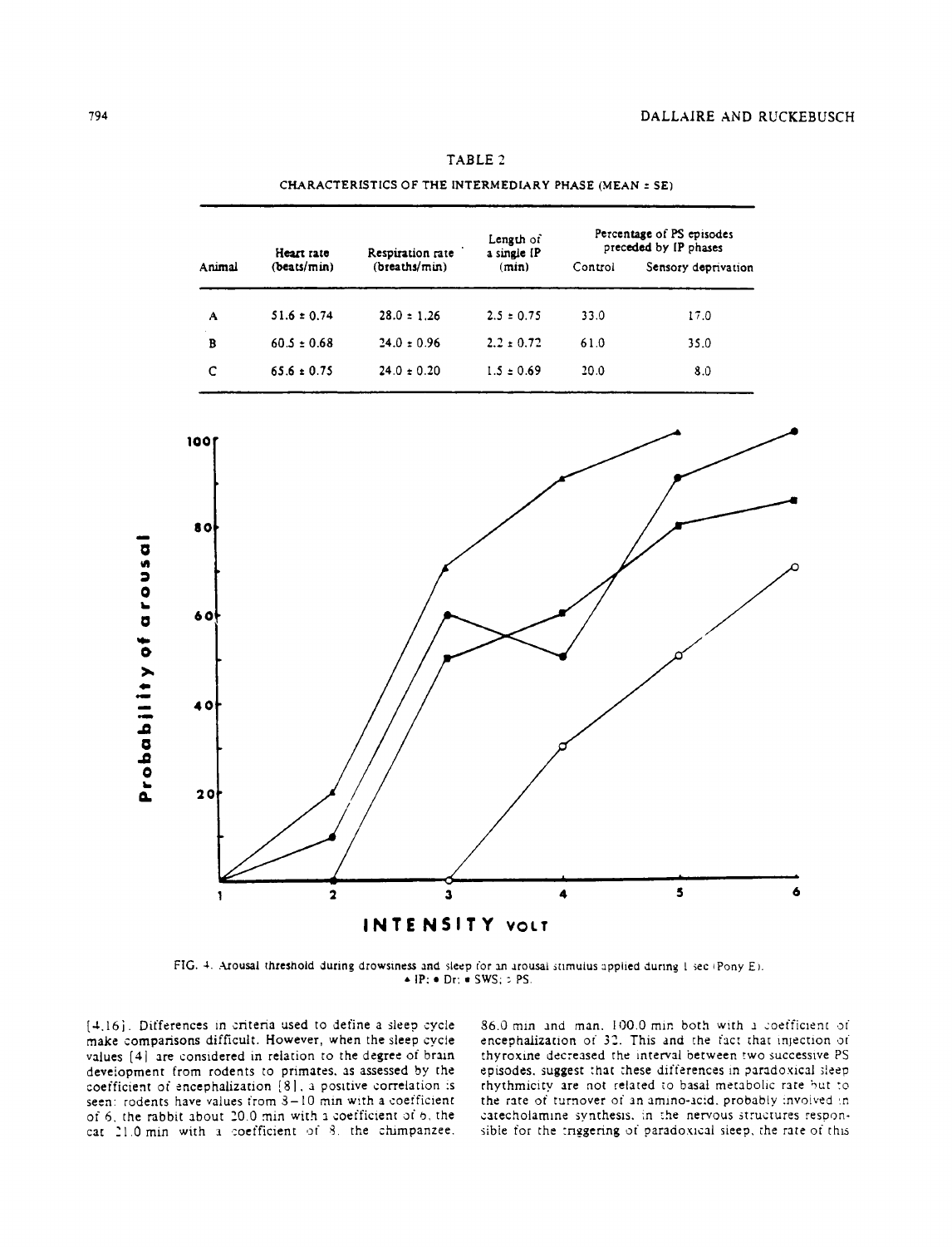TABLE 2

CHARACTERISTICS OF THE INTERMEDIARY PHASE (MEAN ± SE)

| Animal | Heart rate (beats/min) | Respiration rate (breaths/min) | Length of a single IP (min) | Percentage of PS episodes preceded by IP phases | |
|---|---|---|---|---|---|
| | | | | Control | Sensory deprivation |
| A | 51.6 ± 0.74 | 28.0 ± 1.26 | 2.5 ± 0.75 | 33.0 | 17.0 |
| B | 60.5 ± 0.68 | 24.0 ± 0.96 | 2.2 ± 0.72 | 61.0 | 35.0 |
| C | 65.6 ± 0.75 | 24.0 ± 0.20 | 1.5 ± 0.69 | 20.0 | 8.0 |

FIG. 4. Arousal threshold during drowsiness and sleep for an arousal stimulus applied during 1 sec (Pony E). ▲ IP; ● Dr; ■ SWS; ○ PS.

[4,16]. Differences in criteria used to define a sleep cycle make comparisons difficult. However, when the sleep cycle values [4] are considered in relation to the degree of brain development from rodents to primates, as assessed by the coefficient of encephalization [8], a positive correlation is seen: rodents have values from 3–10 min with a coefficient of 6, the rabbit about 20.0 min with a coefficient of 6, the cat 21.0 min with a coefficient of 8, the chimpanzee, 86.0 min and man, 100.0 min both with a coefficient of encephalization of 32. This and the fact that injection of thyroxine decreased the interval between two successive PS episodes, suggest that these differences in paradoxical sleep rhythmicity are not related to basal metabolic rate but to the rate of turnover of an amino-acid, probably involved in catecholamine synthesis, in the nervous structures responsible for the triggering of paradoxical sleep, the rate of this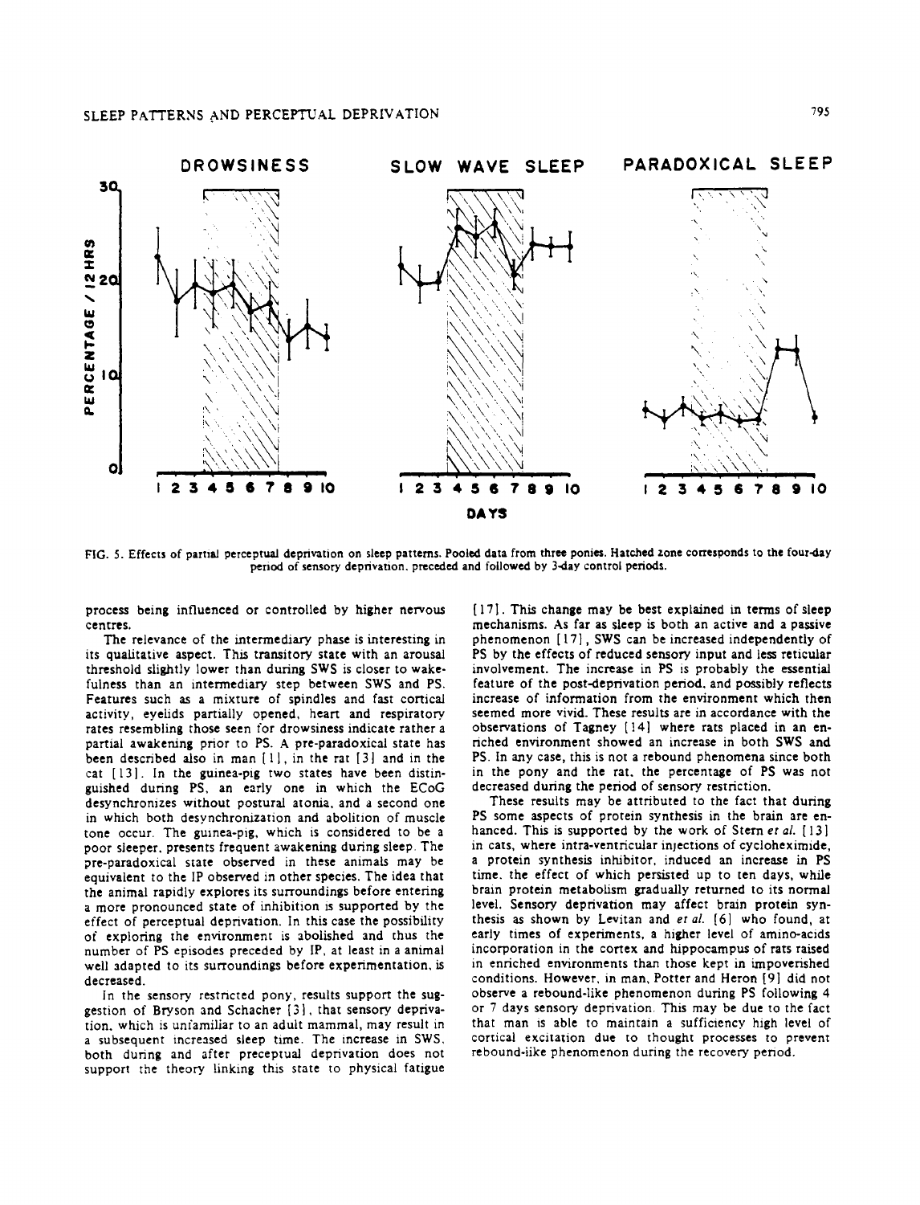DROWSINESS

SLOW WAVE SLEEP

PARADOXICAL SLEEP

PERCENTAGE / 12 HRS

30

20

10

0

1 2 3 4 5 6 7 8 9 10

1 2 3 4 5 6 7 8 9 10

1 2 3 4 5 6 7 8 9 10

DAYS

FIG. 5. Effects of partial perceptual deprivation on sleep patterns. Pooled data from three ponies. Hatched zone corresponds to the four-day period of sensory deprivation, preceded and followed by 3-day control periods.

process being influenced or controlled by higher nervous centres.

The relevance of the intermediary phase is interesting in its qualitative aspect. This transitory state with an arousal threshold slightly lower than during SWS is closer to wakefulness than an intermediary step between SWS and PS. Features such as a mixture of spindles and fast cortical activity, eyelids partially opened, heart and respiratory rates resembling those seen for drowsiness indicate rather a partial awakening prior to PS. A pre-paradoxical state has been described also in man [1], in the rat [3] and in the cat [13]. In the guinea-pig two states have been distinguished during PS, an early one in which the ECoG desynchronizes without postural atonia, and a second one in which both desynchronization and abolition of muscle tone occur. The guinea-pig, which is considered to be a poor sleeper, presents frequent awakening during sleep. The pre-paradoxical state observed in these animals may be equivalent to the IP observed in other species. The idea that the animal rapidly explores its surroundings before entering a more pronounced state of inhibition is supported by the effect of perceptual deprivation. In this case the possibility of exploring the environment is abolished and thus the number of PS episodes preceded by IP, at least in a animal well adapted to its surroundings before experimentation, is decreased.

In the sensory restricted pony, results support the suggestion of Bryson and Schacher [3], that sensory deprivation, which is unfamiliar to an adult mammal, may result in a subsequent increased sleep time. The increase in SWS, both during and after preceptual deprivation does not support the theory linking this state to physical fatigue [17]. This change may be best explained in terms of sleep mechanisms. As far as sleep is both an active and a passive phenomenon [17], SWS can be increased independently of PS by the effects of reduced sensory input and less reticular involvement. The increase in PS is probably the essential feature of the post-deprivation period, and possibly reflects increase of information from the environment which then seemed more vivid. These results are in accordance with the observations of Tagney [14] where rats placed in an enriched environment showed an increase in both SWS and PS. In any case, this is not a rebound phenomena since both in the pony and the rat, the percentage of PS was not decreased during the period of sensory restriction.

These results may be attributed to the fact that during PS some aspects of protein synthesis in the brain are enhanced. This is supported by the work of Stern *et al.* [13] in cats, where intra-ventricular injections of cycloheximide, a protein synthesis inhibitor, induced an increase in PS time, the effect of which persisted up to ten days, while brain protein metabolism gradually returned to its normal level. Sensory deprivation may affect brain protein synthesis as shown by Levitan and *et al.* [6] who found, at early times of experiments, a higher level of amino-acids incorporation in the cortex and hippocampus of rats raised in enriched environments than those kept in impoverished conditions. However, in man, Potter and Heron [9] did not observe a rebound-like phenomenon during PS following 4 or 7 days sensory deprivation. This may be due to the fact that man is able to maintain a sufficiency high level of cortical excitation due to thought processes to prevent rebound-like phenomenon during the recovery period.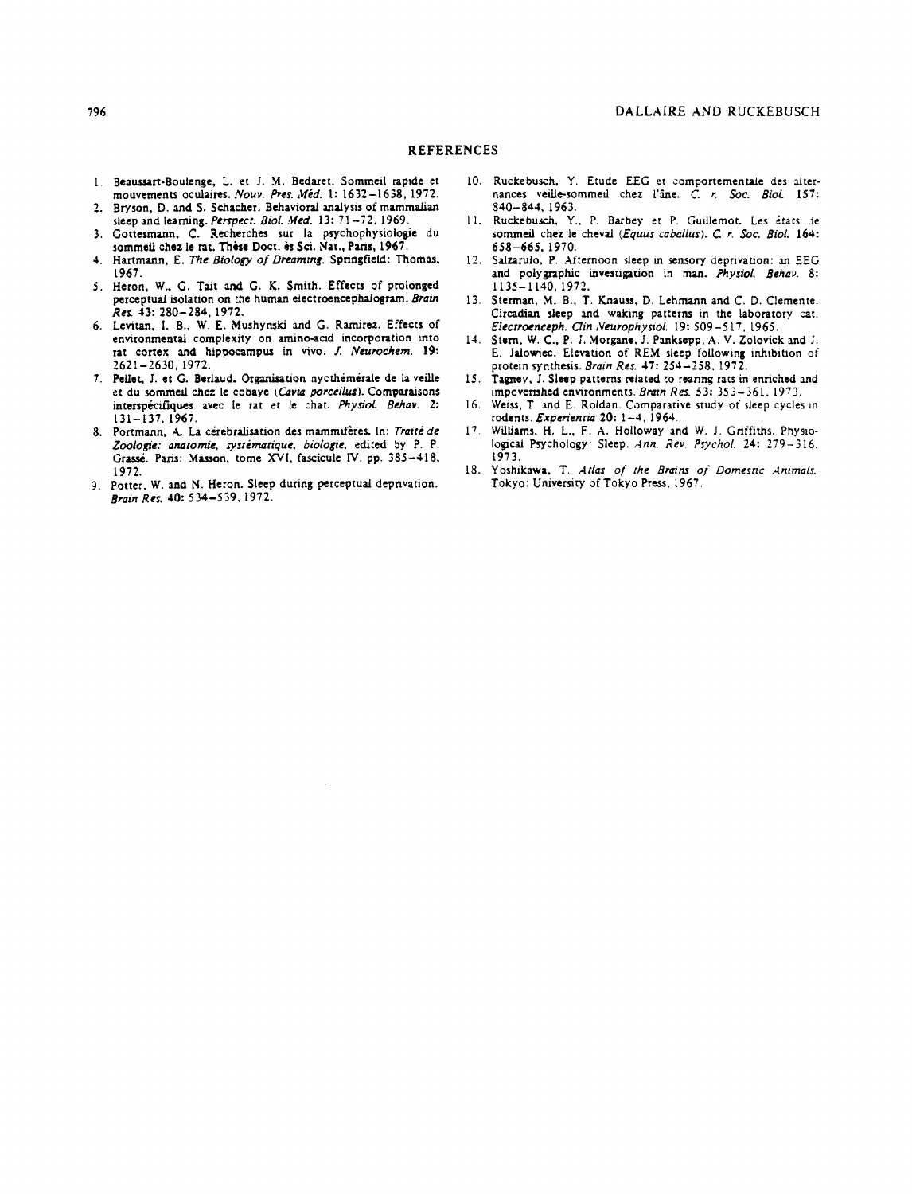## REFERENCES

1. Beaussart-Boulenge, L. et J. M. Bedaret. Sommeil rapide et mouvements oculaires. *Nouv. Pres. Méd.* 1: 1632–1638, 1972.
2. Bryson, D. and S. Schacher. Behavioral analysis of mammalian sleep and learning. *Perspect. Biol. Med.* 13: 71–72, 1969.
3. Gottesmann, C. Recherches sur la psychophysiologie du sommeil chez le rat. Thèse Doct. ès Sci. Nat., Paris, 1967.
4. Hartmann, E. *The Biology of Dreaming*. Springfield: Thomas, 1967.
5. Heron, W., G. Tait and G. K. Smith. Effects of prolonged perceptual isolation on the human electroencephalogram. *Brain Res.* 43: 280–284, 1972.
6. Levitan, I. B., W. E. Mushynski and G. Ramirez. Effects of environmental complexity on amino-acid incorporation into rat cortex and hippocampus in vivo. *J. Neurochem.* 19: 2621–2630, 1972.
7. Pellet, J. et G. Berlaud. Organisation nycthémérale de la veille et du sommeil chez le cobaye (*Cavia porcellus*). Comparaisons interspécifiques avec le rat et le chat. *Physiol. Behav.* 2: 131–137, 1967.
8. Portmann, A. La cérébralisation des mammifères. In: *Traité de Zoologie: anatomie, systématique, biologie*, edited by P. P. Grassé. Paris: Masson, tome XVI, fascicule IV, pp. 385–418, 1972.
9. Potter, W. and N. Heron. Sleep during perceptual deprivation. *Brain Res.* 40: 534–539, 1972.
10. Ruckebusch, Y. Etude EEG et comportementale des alternances veille-sommeil chez l'âne. *C. r. Soc. Biol.* 157: 840–844, 1963.
11. Ruckebusch, Y., P. Barbey et P. Guillemot. Les états de sommeil chez le cheval (*Equus caballus*). *C. r. Soc. Biol.* 164: 658–665, 1970.
12. Salzarulo, P. Afternoon sleep in sensory deprivation: an EEG and polygraphic investigation in man. *Physiol. Behav.* 8: 1135–1140, 1972.
13. Sterman, M. B., T. Knauss, D. Lehmann and C. D. Clemente. Circadian sleep and waking patterns in the laboratory cat. *Electroenceph. Clin. Neurophysiol.* 19: 509–517, 1965.
14. Stern, W. C., P. J. Morgane, J. Panksepp, A. V. Zolovick and J. E. Jalowiec. Elevation of REM sleep following inhibition of protein synthesis. *Brain Res.* 47: 254–258, 1972.
15. Tagney, J. Sleep patterns related to rearing rats in enriched and impoverished environments. *Brain Res.* 53: 353–361, 1973.
16. Weiss, T. and E. Roldan. Comparative study of sleep cycles in rodents. *Experientia* 20: 1–4, 1964.
17. Williams, H. L., F. A. Holloway and W. J. Griffiths. Physiological Psychology: Sleep. *Ann. Rev. Psychol.* 24: 279–316, 1973.
18. Yoshikawa, T. *Atlas of the Brains of Domestic Animals.* Tokyo: University of Tokyo Press, 1967.